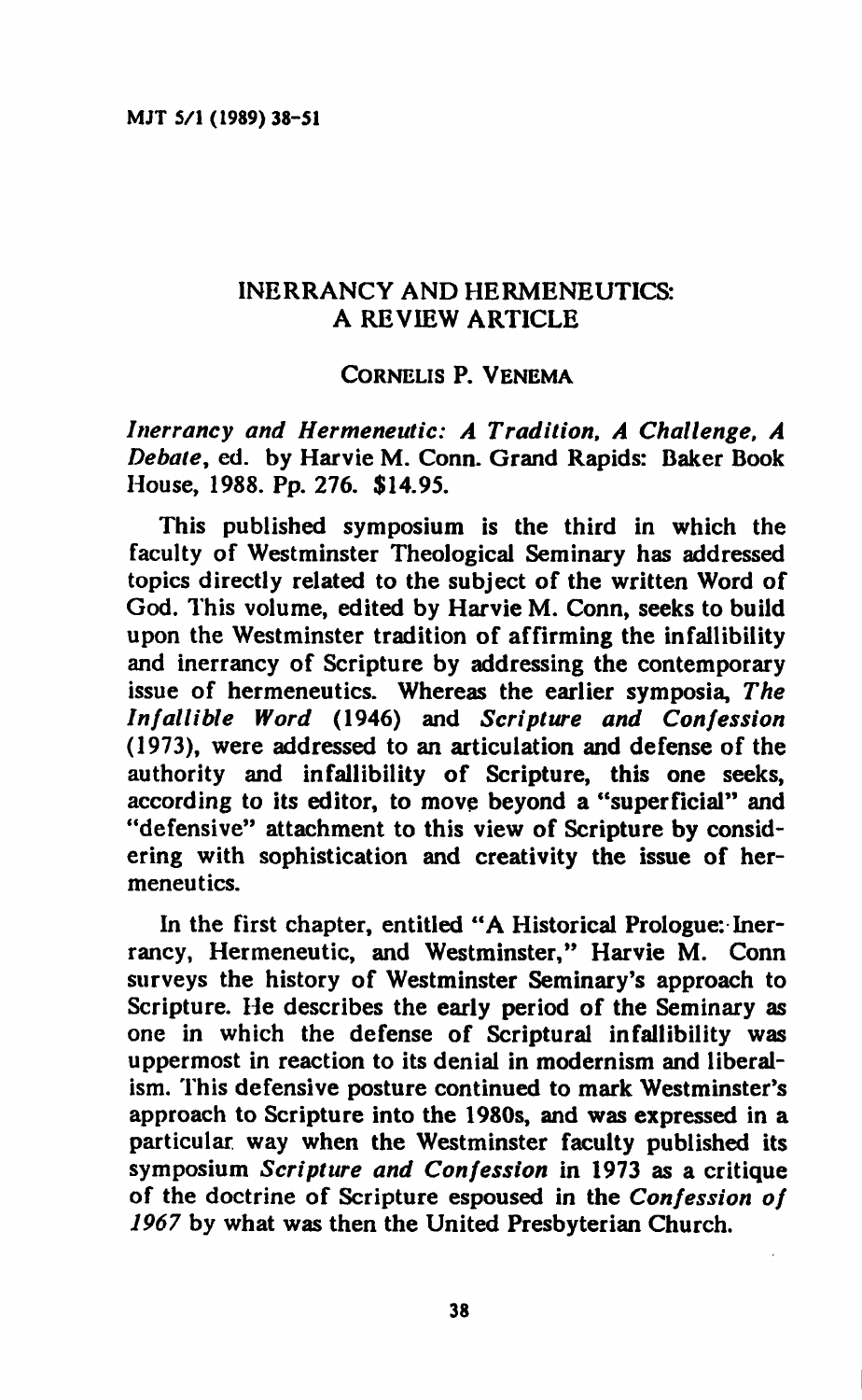# INERRANCY AND HERMENEUTICS: A REVIEW ARTICLE

CORNELIS P. VENEMA

*Inerrancy and Hermeneutic: A Tradition, A Challenge, A Debate*, ed. by Harvie M. Conn. Grand Rapids: Baker Book House, 1988. Pp. 276. $14.95.

This published symposium is the third in which the faculty of Westminster Theological Seminary has addressed topics directly related to the subject of the written Word of God. This volume, edited by Harvie M. Conn, seeks to build upon the Westminster tradition of affirming the infallibility and inerrancy of Scripture by addressing the contemporary issue of hermeneutics. Whereas the earlier symposia, *The Infallible Word* (1946) and *Scripture and Confession* (1973), were addressed to an articulation and defense of the authority and infallibility of Scripture, this one seeks, according to its editor, to move beyond a "superficial" and "defensive" attachment to this view of Scripture by considering with sophistication and creativity the issue of hermeneutics.

In the first chapter, entitled "A Historical Prologue: Inerrancy, Hermeneutic, and Westminster," Harvie M. Conn surveys the history of Westminster Seminary's approach to Scripture. He describes the early period of the Seminary as one in which the defense of Scriptural infallibility was uppermost in reaction to its denial in modernism and liberalism. This defensive posture continued to mark Westminster's approach to Scripture into the 1980s, and was expressed in a particular way when the Westminster faculty published its symposium *Scripture and Confession* in 1973 as a critique of the doctrine of Scripture espoused in the *Confession of 1967* by what was then the United Presbyterian Church.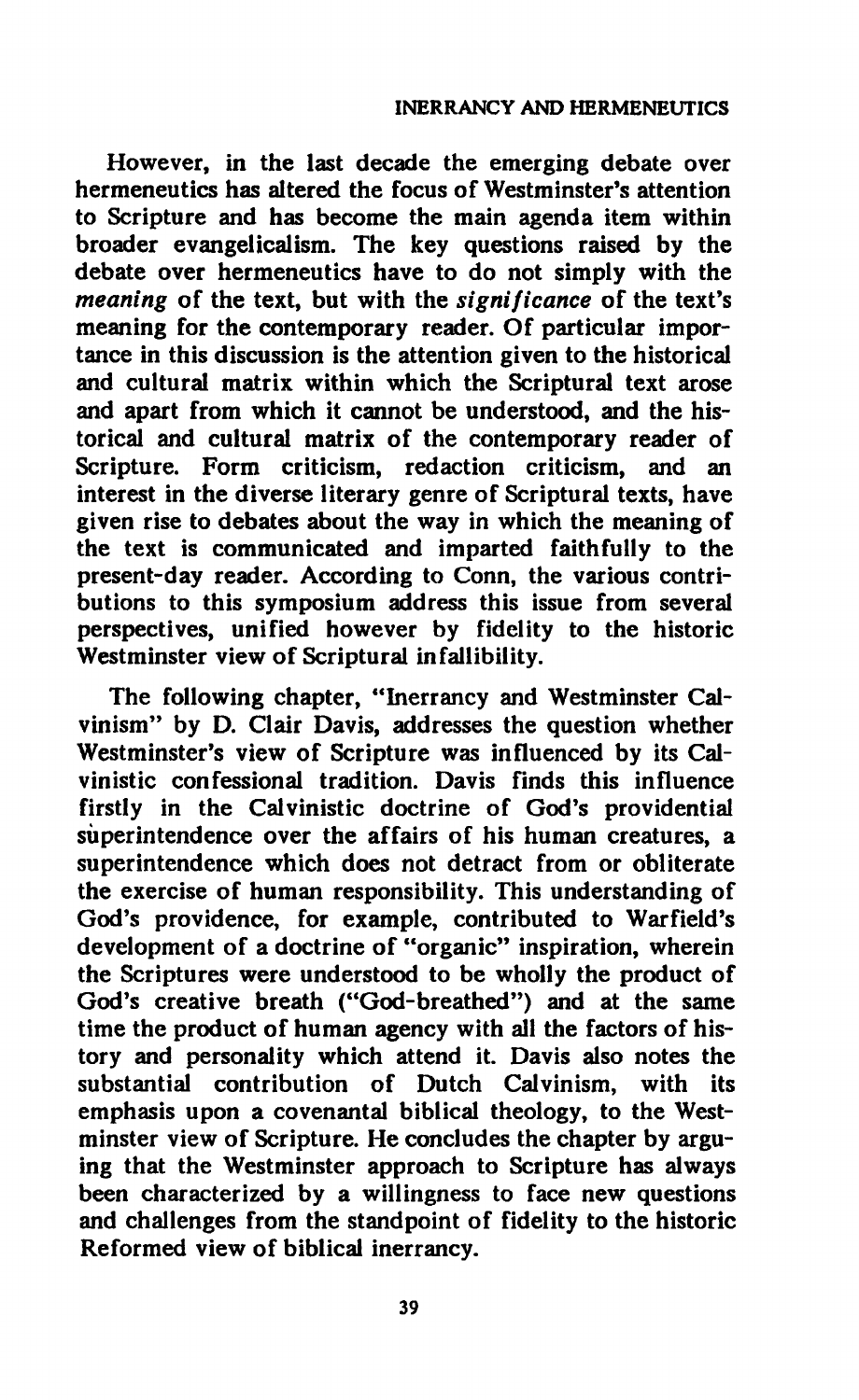However, in the last decade the emerging debate over hermeneutics has altered the focus of Westminster's attention to Scripture and has become the main agenda item within broader evangelicalism. The key questions raised by the debate over hermeneutics have to do not simply with the *meaning* of the text, but with the *significance* of the text's meaning for the contemporary reader. Of particular importance in this discussion is the attention given to the historical and cultural matrix within which the Scriptural text arose and apart from which it cannot be understood, and the historical and cultural matrix of the contemporary reader of Scripture. Form criticism, redaction criticism, and an interest in the diverse literary genre of Scriptural texts, have given rise to debates about the way in which the meaning of the text is communicated and imparted faithfully to the present-day reader. According to Conn, the various contributions to this symposium address this issue from several perspectives, unified however by fidelity to the historic Westminster view of Scriptural infallibility.

The following chapter, "Inerrancy and Westminster Calvinism" by D. Clair Davis, addresses the question whether Westminster's view of Scripture was influenced by its Calvinistic confessional tradition. Davis finds this influence firstly in the Calvinistic doctrine of God's providential superintendence over the affairs of his human creatures, a superintendence which does not detract from or obliterate the exercise of human responsibility. This understanding of God's providence, for example, contributed to Warfield's development of a doctrine of "organic" inspiration, wherein the Scriptures were understood to be wholly the product of God's creative breath ("God-breathed") and at the same time the product of human agency with all the factors of history and personality which attend it. Davis also notes the substantial contribution of Dutch Calvinism, with its emphasis upon a covenantal biblical theology, to the Westminster view of Scripture. He concludes the chapter by arguing that the Westminster approach to Scripture has always been characterized by a willingness to face new questions and challenges from the standpoint of fidelity to the historic Reformed view of biblical inerrancy.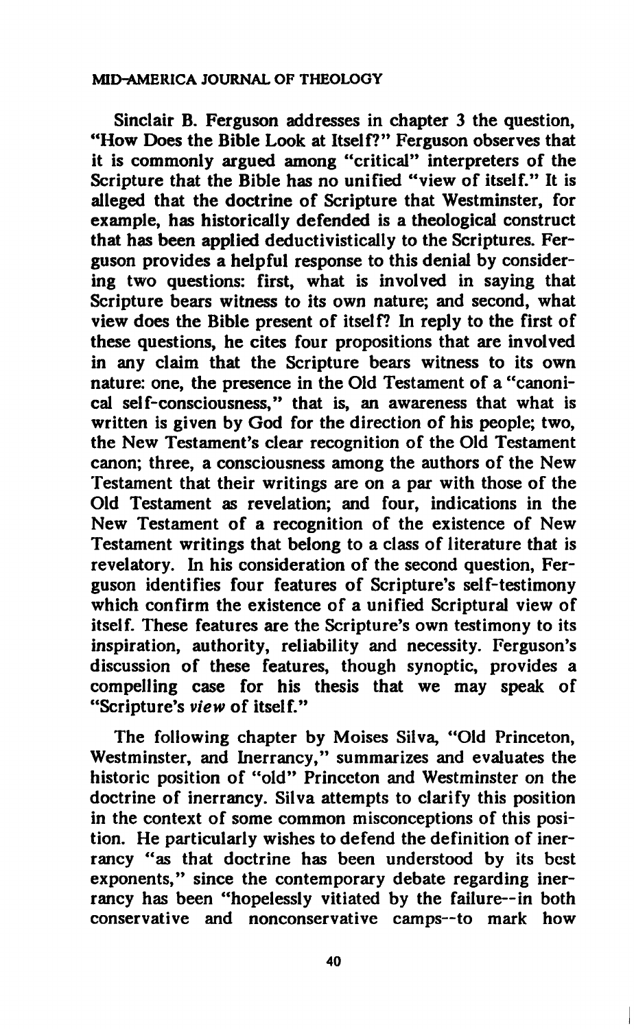Sinclair B. Ferguson addresses in chapter 3 the question, "How Does the Bible Look at Itself?" Ferguson observes that it is commonly argued among "critical" interpreters of the Scripture that the Bible has no unified "view of itself." It is alleged that the doctrine of Scripture that Westminster, for example, has historically defended is a theological construct that has been applied deductivistically to the Scriptures. Ferguson provides a helpful response to this denial by considering two questions: first, what is involved in saying that Scripture bears witness to its own nature; and second, what view does the Bible present of itself? In reply to the first of these questions, he cites four propositions that are involved in any claim that the Scripture bears witness to its own nature: one, the presence in the Old Testament of a "canonical self-consciousness," that is, an awareness that what is written is given by God for the direction of his people; two, the New Testament's clear recognition of the Old Testament canon; three, a consciousness among the authors of the New Testament that their writings are on a par with those of the Old Testament as revelation; and four, indications in the New Testament of a recognition of the existence of New Testament writings that belong to a class of literature that is revelatory. In his consideration of the second question, Ferguson identifies four features of Scripture's self-testimony which confirm the existence of a unified Scriptural view of itself. These features are the Scripture's own testimony to its inspiration, authority, reliability and necessity. Ferguson's discussion of these features, though synoptic, provides a compelling case for his thesis that we may speak of "Scripture's *view* of itself."

The following chapter by Moises Silva, "Old Princeton, Westminster, and Inerrancy," summarizes and evaluates the historic position of "old" Princeton and Westminster on the doctrine of inerrancy. Silva attempts to clarify this position in the context of some common misconceptions of this position. He particularly wishes to defend the definition of inerrancy "as that doctrine has been understood by its best exponents," since the contemporary debate regarding inerrancy has been "hopelessly vitiated by the failure--in both conservative and nonconservative camps--to mark how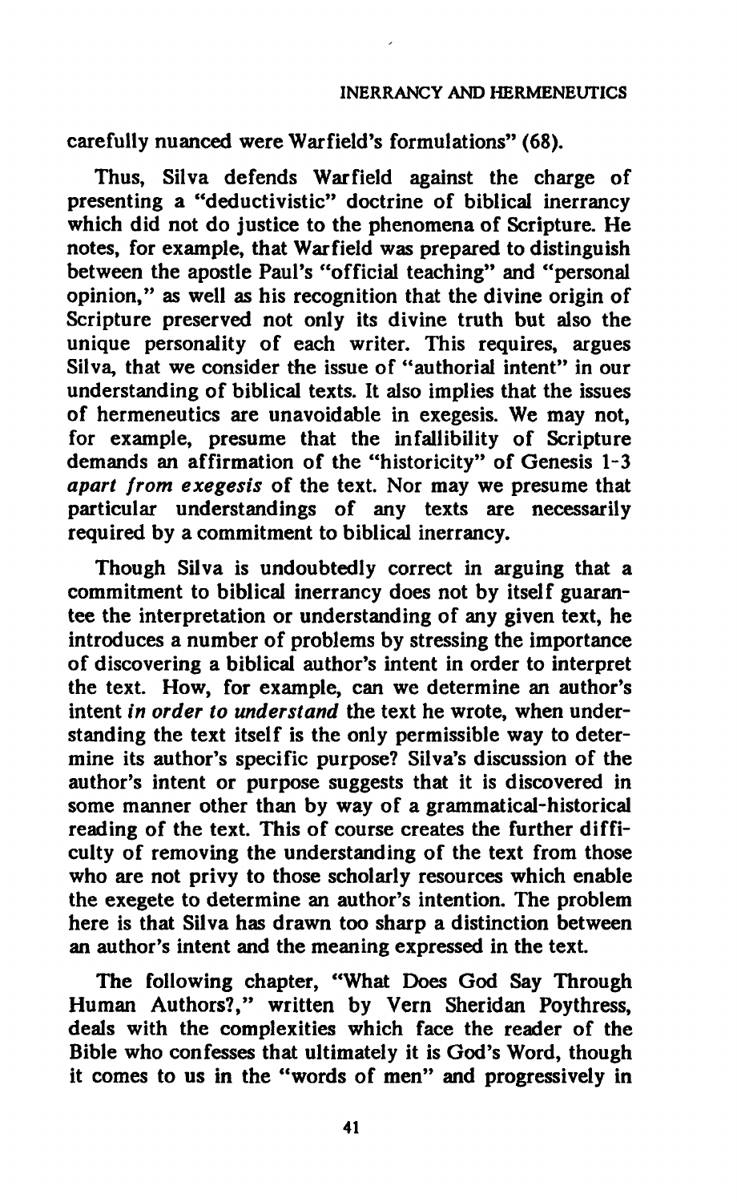carefully nuanced were Warfield's formulations" (68).

Thus, Silva defends Warfield against the charge of presenting a "deductivistic" doctrine of biblical inerrancy which did not do justice to the phenomena of Scripture. He notes, for example, that Warfield was prepared to distinguish between the apostle Paul's "official teaching" and "personal opinion," as well as his recognition that the divine origin of Scripture preserved not only its divine truth but also the unique personality of each writer. This requires, argues Silva, that we consider the issue of "authorial intent" in our understanding of biblical texts. It also implies that the issues of hermeneutics are unavoidable in exegesis. We may not, for example, presume that the infallibility of Scripture demands an affirmation of the "historicity" of Genesis 1-3 *apart from exegesis* of the text. Nor may we presume that particular understandings of any texts are necessarily required by a commitment to biblical inerrancy.

Though Silva is undoubtedly correct in arguing that a commitment to biblical inerrancy does not by itself guarantee the interpretation or understanding of any given text, he introduces a number of problems by stressing the importance of discovering a biblical author's intent in order to interpret the text. How, for example, can we determine an author's intent *in order to understand* the text he wrote, when understanding the text itself is the only permissible way to determine its author's specific purpose? Silva's discussion of the author's intent or purpose suggests that it is discovered in some manner other than by way of a grammatical-historical reading of the text. This of course creates the further difficulty of removing the understanding of the text from those who are not privy to those scholarly resources which enable the exegete to determine an author's intention. The problem here is that Silva has drawn too sharp a distinction between an author's intent and the meaning expressed in the text.

The following chapter, "What Does God Say Through Human Authors?," written by Vern Sheridan Poythress, deals with the complexities which face the reader of the Bible who confesses that ultimately it is God's Word, though it comes to us in the "words of men" and progressively in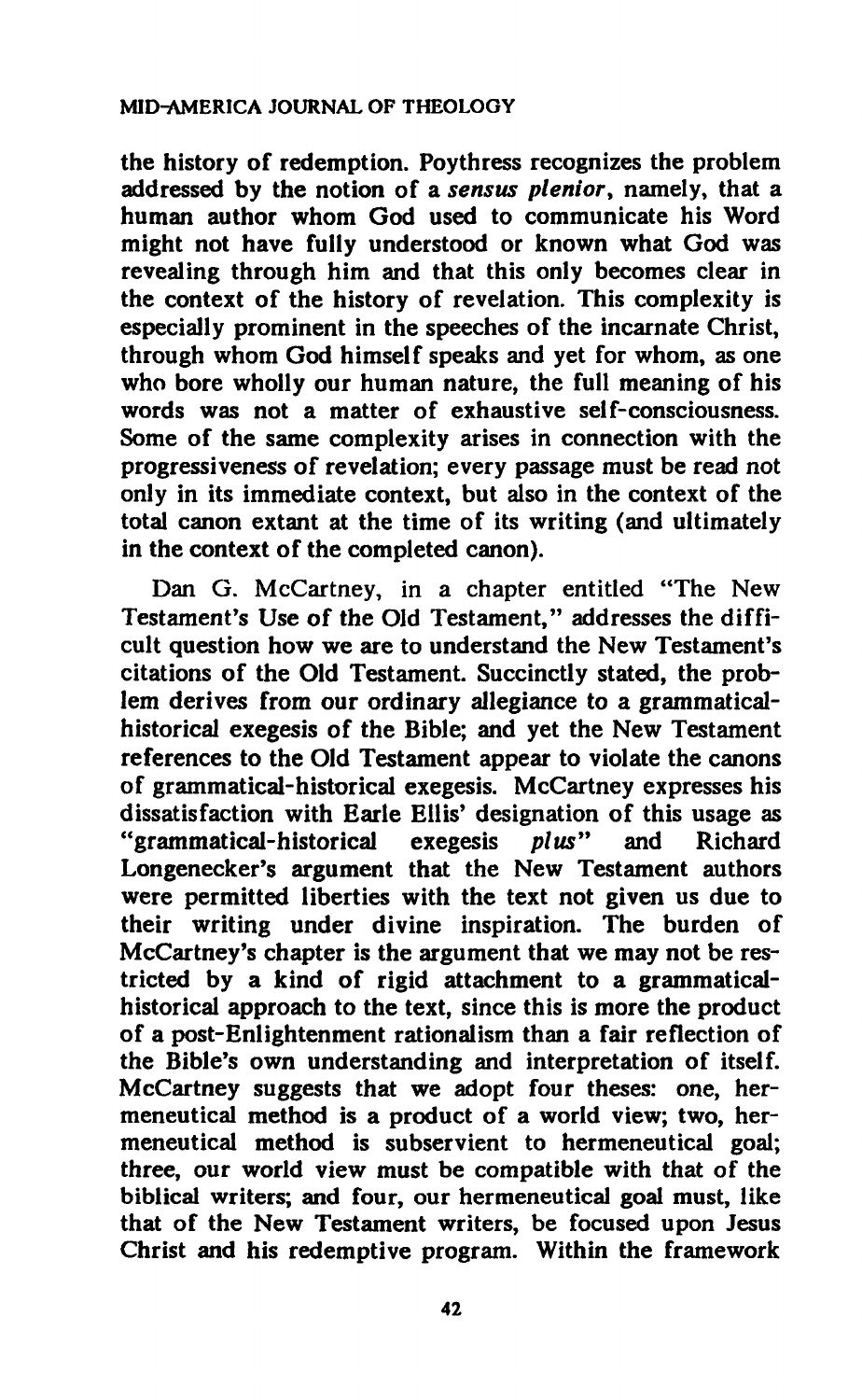the history of redemption. Poythress recognizes the problem addressed by the notion of a *sensus plenior*, namely, that a human author whom God used to communicate his Word might not have fully understood or known what God was revealing through him and that this only becomes clear in the context of the history of revelation. This complexity is especially prominent in the speeches of the incarnate Christ, through whom God himself speaks and yet for whom, as one who bore wholly our human nature, the full meaning of his words was not a matter of exhaustive self-consciousness. Some of the same complexity arises in connection with the progressiveness of revelation; every passage must be read not only in its immediate context, but also in the context of the total canon extant at the time of its writing (and ultimately in the context of the completed canon).

Dan G. McCartney, in a chapter entitled "The New Testament's Use of the Old Testament," addresses the difficult question how we are to understand the New Testament's citations of the Old Testament. Succinctly stated, the problem derives from our ordinary allegiance to a grammatical-historical exegesis of the Bible; and yet the New Testament references to the Old Testament appear to violate the canons of grammatical-historical exegesis. McCartney expresses his dissatisfaction with Earle Ellis' designation of this usage as "grammatical-historical exegesis *plus*" and Richard Longenecker's argument that the New Testament authors were permitted liberties with the text not given us due to their writing under divine inspiration. The burden of McCartney's chapter is the argument that we may not be restricted by a kind of rigid attachment to a grammatical-historical approach to the text, since this is more the product of a post-Enlightenment rationalism than a fair reflection of the Bible's own understanding and interpretation of itself. McCartney suggests that we adopt four theses: one, hermeneutical method is a product of a world view; two, hermeneutical method is subservient to hermeneutical goal; three, our world view must be compatible with that of the biblical writers; and four, our hermeneutical goal must, like that of the New Testament writers, be focused upon Jesus Christ and his redemptive program. Within the framework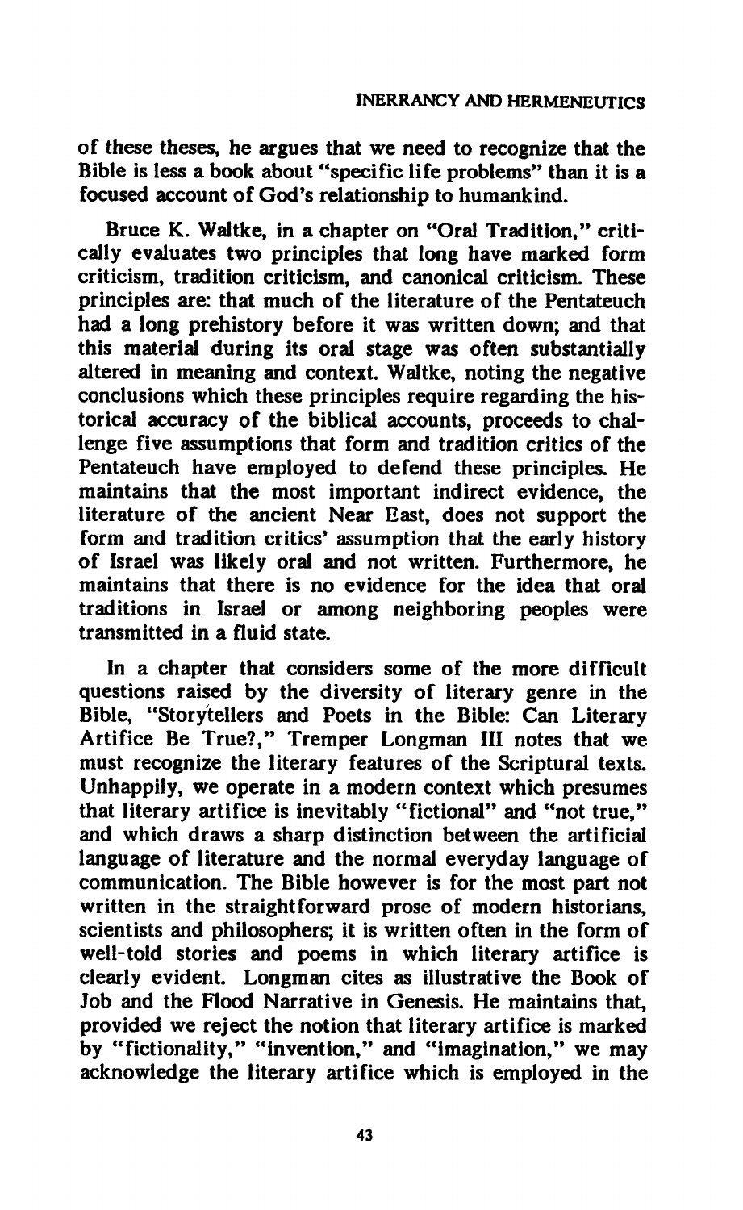of these theses, he argues that we need to recognize that the Bible is less a book about "specific life problems" than it is a focused account of God's relationship to humankind.

Bruce K. Waltke, in a chapter on "Oral Tradition," critically evaluates two principles that long have marked form criticism, tradition criticism, and canonical criticism. These principles are: that much of the literature of the Pentateuch had a long prehistory before it was written down; and that this material during its oral stage was often substantially altered in meaning and context. Waltke, noting the negative conclusions which these principles require regarding the historical accuracy of the biblical accounts, proceeds to challenge five assumptions that form and tradition critics of the Pentateuch have employed to defend these principles. He maintains that the most important indirect evidence, the literature of the ancient Near East, does not support the form and tradition critics' assumption that the early history of Israel was likely oral and not written. Furthermore, he maintains that there is no evidence for the idea that oral traditions in Israel or among neighboring peoples were transmitted in a fluid state.

In a chapter that considers some of the more difficult questions raised by the diversity of literary genre in the Bible, "Storytellers and Poets in the Bible: Can Literary Artifice Be True?," Tremper Longman III notes that we must recognize the literary features of the Scriptural texts. Unhappily, we operate in a modern context which presumes that literary artifice is inevitably "fictional" and "not true," and which draws a sharp distinction between the artificial language of literature and the normal everyday language of communication. The Bible however is for the most part not written in the straightforward prose of modern historians, scientists and philosophers; it is written often in the form of well-told stories and poems in which literary artifice is clearly evident. Longman cites as illustrative the Book of Job and the Flood Narrative in Genesis. He maintains that, provided we reject the notion that literary artifice is marked by "fictionality," "invention," and "imagination," we may acknowledge the literary artifice which is employed in the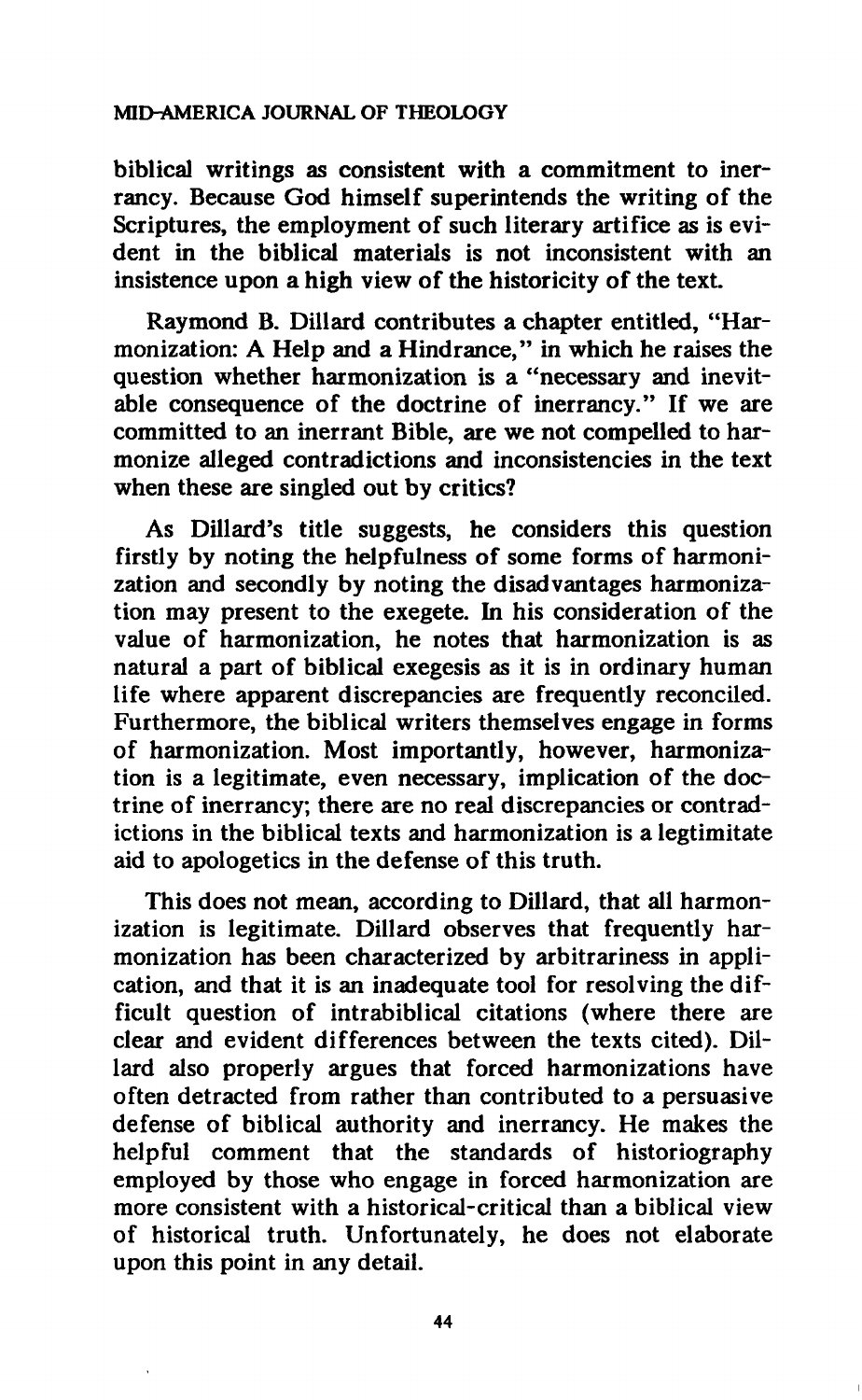biblical writings as consistent with a commitment to inerrancy. Because God himself superintends the writing of the Scriptures, the employment of such literary artifice as is evident in the biblical materials is not inconsistent with an insistence upon a high view of the historicity of the text.

Raymond B. Dillard contributes a chapter entitled, "Harmonization: A Help and a Hindrance," in which he raises the question whether harmonization is a "necessary and inevitable consequence of the doctrine of inerrancy." If we are committed to an inerrant Bible, are we not compelled to harmonize alleged contradictions and inconsistencies in the text when these are singled out by critics?

As Dillard's title suggests, he considers this question firstly by noting the helpfulness of some forms of harmonization and secondly by noting the disadvantages harmonization may present to the exegete. In his consideration of the value of harmonization, he notes that harmonization is as natural a part of biblical exegesis as it is in ordinary human life where apparent discrepancies are frequently reconciled. Furthermore, the biblical writers themselves engage in forms of harmonization. Most importantly, however, harmonization is a legitimate, even necessary, implication of the doctrine of inerrancy; there are no real discrepancies or contradictions in the biblical texts and harmonization is a legtimitate aid to apologetics in the defense of this truth.

This does not mean, according to Dillard, that all harmonization is legitimate. Dillard observes that frequently harmonization has been characterized by arbitrariness in application, and that it is an inadequate tool for resolving the difficult question of intrabiblical citations (where there are clear and evident differences between the texts cited). Dillard also properly argues that forced harmonizations have often detracted from rather than contributed to a persuasive defense of biblical authority and inerrancy. He makes the helpful comment that the standards of historiography employed by those who engage in forced harmonization are more consistent with a historical-critical than a biblical view of historical truth. Unfortunately, he does not elaborate upon this point in any detail.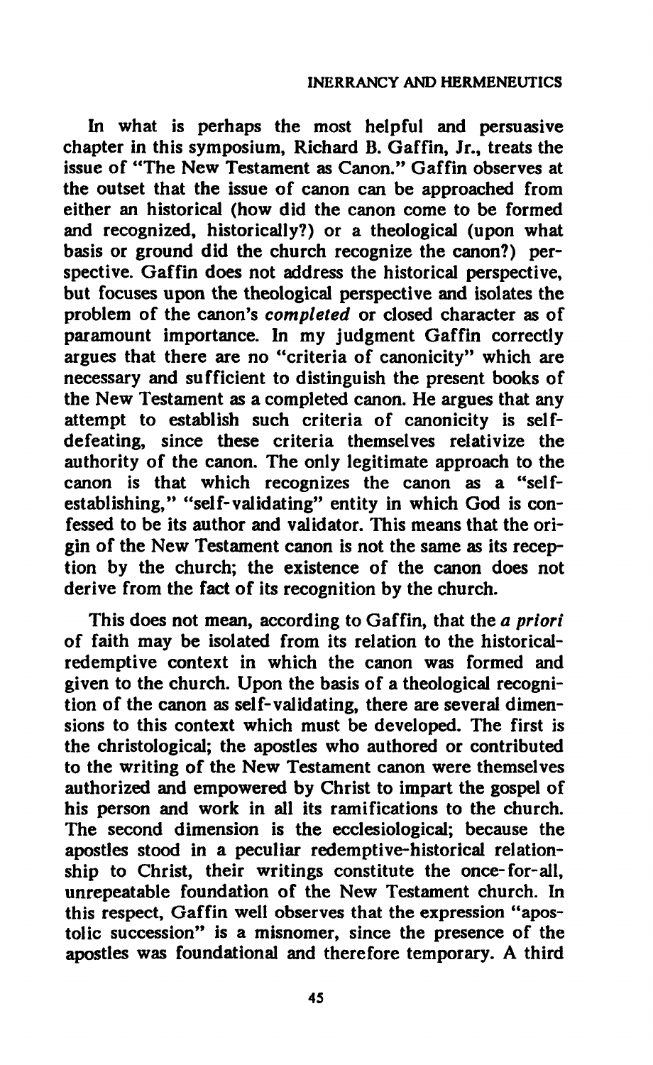In what is perhaps the most helpful and persuasive chapter in this symposium, Richard B. Gaffin, Jr., treats the issue of "The New Testament as Canon." Gaffin observes at the outset that the issue of canon can be approached from either an historical (how did the canon come to be formed and recognized, historically?) or a theological (upon what basis or ground did the church recognize the canon?) perspective. Gaffin does not address the historical perspective, but focuses upon the theological perspective and isolates the problem of the canon's *completed* or closed character as of paramount importance. In my judgment Gaffin correctly argues that there are no "criteria of canonicity" which are necessary and sufficient to distinguish the present books of the New Testament as a completed canon. He argues that any attempt to establish such criteria of canonicity is self-defeating, since these criteria themselves relativize the authority of the canon. The only legitimate approach to the canon is that which recognizes the canon as a "self-establishing," "self-validating" entity in which God is confessed to be its author and validator. This means that the origin of the New Testament canon is not the same as its reception by the church; the existence of the canon does not derive from the fact of its recognition by the church.

This does not mean, according to Gaffin, that the *a priori* of faith may be isolated from its relation to the historical-redemptive context in which the canon was formed and given to the church. Upon the basis of a theological recognition of the canon as self-validating, there are several dimensions to this context which must be developed. The first is the christological; the apostles who authored or contributed to the writing of the New Testament canon were themselves authorized and empowered by Christ to impart the gospel of his person and work in all its ramifications to the church. The second dimension is the ecclesiological; because the apostles stood in a peculiar redemptive-historical relationship to Christ, their writings constitute the once-for-all, unrepeatable foundation of the New Testament church. In this respect, Gaffin well observes that the expression "apostolic succession" is a misnomer, since the presence of the apostles was foundational and therefore temporary. A third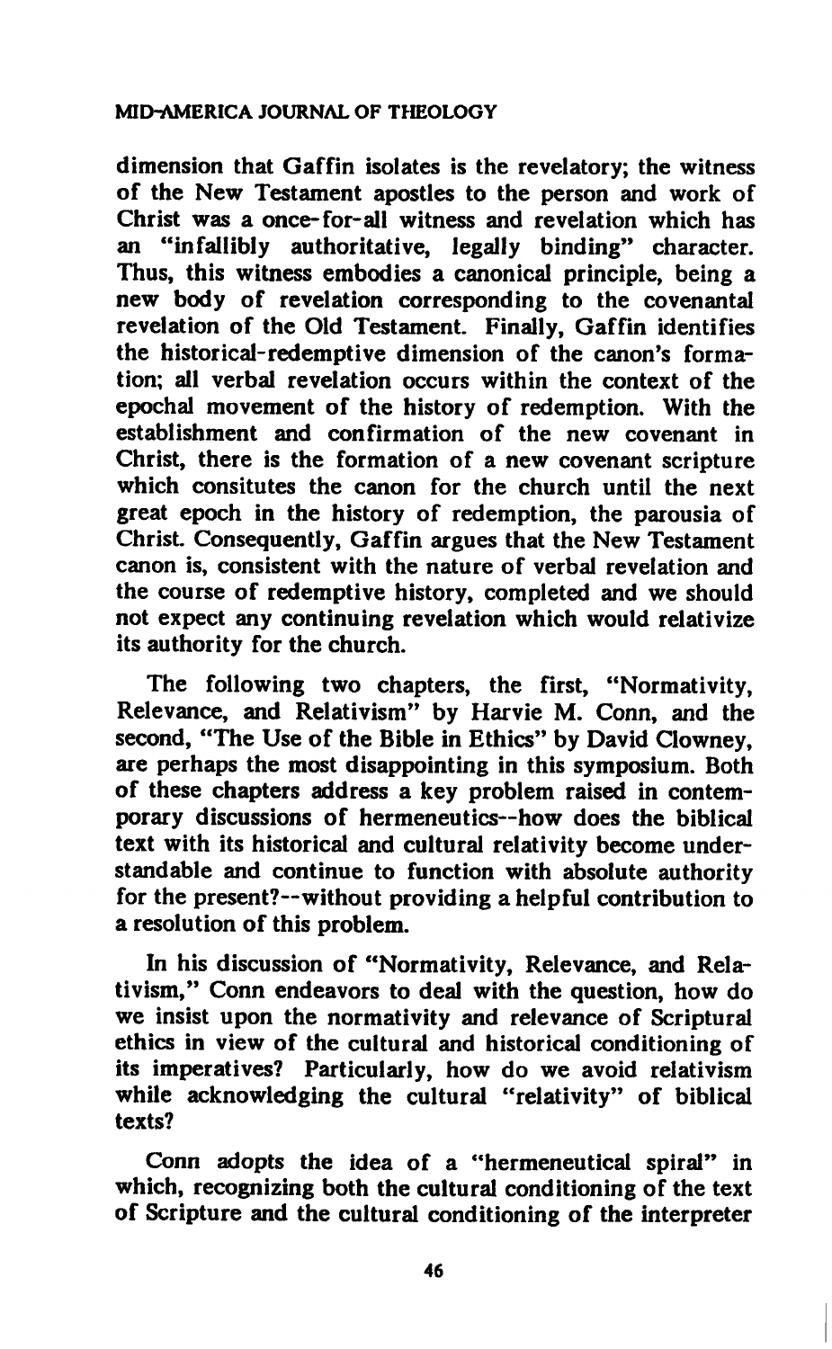dimension that Gaffin isolates is the revelatory; the witness of the New Testament apostles to the person and work of Christ was a once-for-all witness and revelation which has an "infallibly authoritative, legally binding" character. Thus, this witness embodies a canonical principle, being a new body of revelation corresponding to the covenantal revelation of the Old Testament. Finally, Gaffin identifies the historical-redemptive dimension of the canon's formation; all verbal revelation occurs within the context of the epochal movement of the history of redemption. With the establishment and confirmation of the new covenant in Christ, there is the formation of a new covenant scripture which consitutes the canon for the church until the next great epoch in the history of redemption, the parousia of Christ. Consequently, Gaffin argues that the New Testament canon is, consistent with the nature of verbal revelation and the course of redemptive history, completed and we should not expect any continuing revelation which would relativize its authority for the church.

The following two chapters, the first, "Normativity, Relevance, and Relativism" by Harvie M. Conn, and the second, "The Use of the Bible in Ethics" by David Clowney, are perhaps the most disappointing in this symposium. Both of these chapters address a key problem raised in contemporary discussions of hermeneutics--how does the biblical text with its historical and cultural relativity become understandable and continue to function with absolute authority for the present?--without providing a helpful contribution to a resolution of this problem.

In his discussion of "Normativity, Relevance, and Relativism," Conn endeavors to deal with the question, how do we insist upon the normativity and relevance of Scriptural ethics in view of the cultural and historical conditioning of its imperatives? Particularly, how do we avoid relativism while acknowledging the cultural "relativity" of biblical texts?

Conn adopts the idea of a "hermeneutical spiral" in which, recognizing both the cultural conditioning of the text of Scripture and the cultural conditioning of the interpreter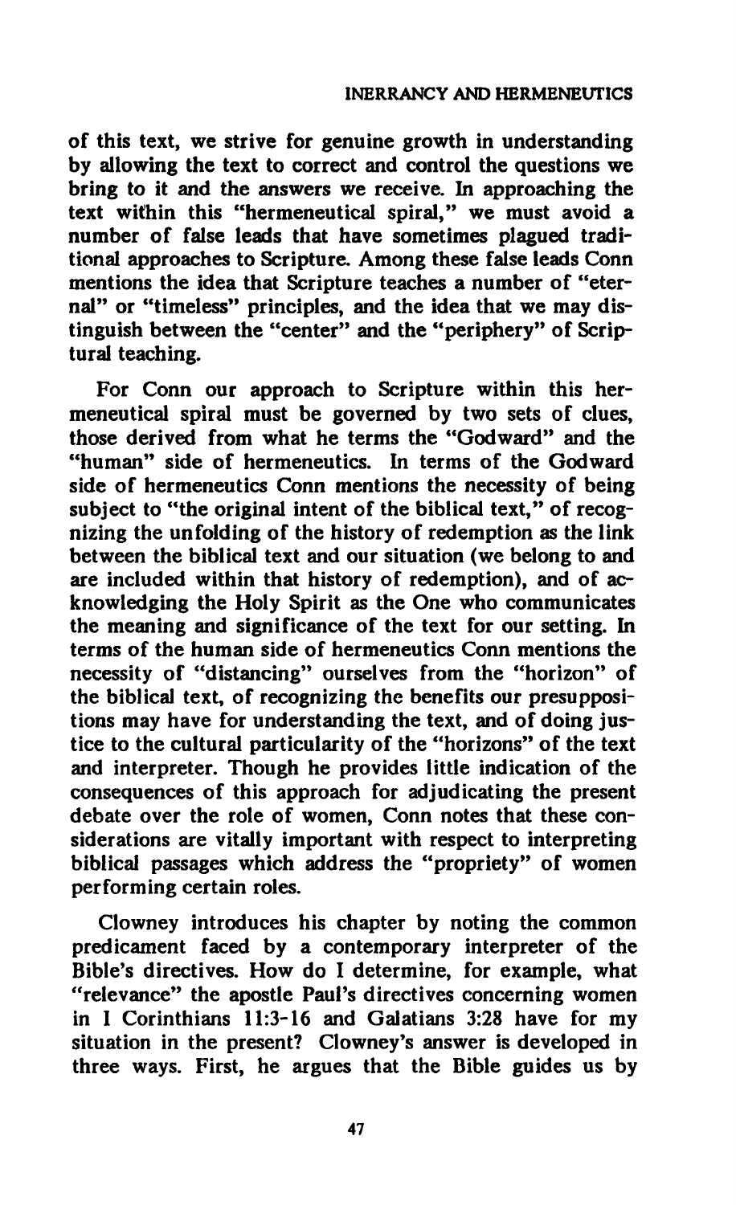of this text, we strive for genuine growth in understanding by allowing the text to correct and control the questions we bring to it and the answers we receive. In approaching the text within this "hermeneutical spiral," we must avoid a number of false leads that have sometimes plagued traditional approaches to Scripture. Among these false leads Conn mentions the idea that Scripture teaches a number of "eternal" or "timeless" principles, and the idea that we may distinguish between the "center" and the "periphery" of Scriptural teaching.

For Conn our approach to Scripture within this hermeneutical spiral must be governed by two sets of clues, those derived from what he terms the "Godward" and the "human" side of hermeneutics. In terms of the Godward side of hermeneutics Conn mentions the necessity of being subject to "the original intent of the biblical text," of recognizing the unfolding of the history of redemption as the link between the biblical text and our situation (we belong to and are included within that history of redemption), and of acknowledging the Holy Spirit as the One who communicates the meaning and significance of the text for our setting. In terms of the human side of hermeneutics Conn mentions the necessity of "distancing" ourselves from the "horizon" of the biblical text, of recognizing the benefits our presuppositions may have for understanding the text, and of doing justice to the cultural particularity of the "horizons" of the text and interpreter. Though he provides little indication of the consequences of this approach for adjudicating the present debate over the role of women, Conn notes that these considerations are vitally important with respect to interpreting biblical passages which address the "propriety" of women performing certain roles.

Clowney introduces his chapter by noting the common predicament faced by a contemporary interpreter of the Bible's directives. How do I determine, for example, what "relevance" the apostle Paul's directives concerning women in I Corinthians 11:3-16 and Galatians 3:28 have for my situation in the present? Clowney's answer is developed in three ways. First, he argues that the Bible guides us by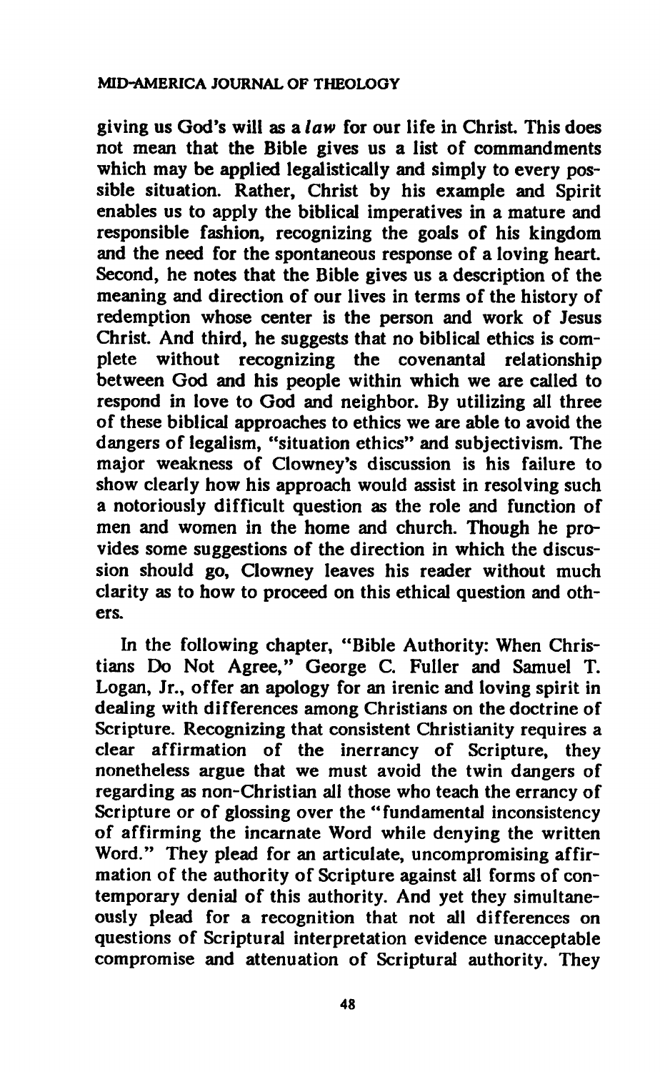giving us God's will as a *law* for our life in Christ. This does not mean that the Bible gives us a list of commandments which may be applied legalistically and simply to every possible situation. Rather, Christ by his example and Spirit enables us to apply the biblical imperatives in a mature and responsible fashion, recognizing the goals of his kingdom and the need for the spontaneous response of a loving heart. Second, he notes that the Bible gives us a description of the meaning and direction of our lives in terms of the history of redemption whose center is the person and work of Jesus Christ. And third, he suggests that no biblical ethics is complete without recognizing the covenantal relationship between God and his people within which we are called to respond in love to God and neighbor. By utilizing all three of these biblical approaches to ethics we are able to avoid the dangers of legalism, "situation ethics" and subjectivism. The major weakness of Clowney's discussion is his failure to show clearly how his approach would assist in resolving such a notoriously difficult question as the role and function of men and women in the home and church. Though he provides some suggestions of the direction in which the discussion should go, Clowney leaves his reader without much clarity as to how to proceed on this ethical question and others.

In the following chapter, "Bible Authority: When Christians Do Not Agree," George C. Fuller and Samuel T. Logan, Jr., offer an apology for an irenic and loving spirit in dealing with differences among Christians on the doctrine of Scripture. Recognizing that consistent Christianity requires a clear affirmation of the inerrancy of Scripture, they nonetheless argue that we must avoid the twin dangers of regarding as non-Christian all those who teach the errancy of Scripture or of glossing over the "fundamental inconsistency of affirming the incarnate Word while denying the written Word." They plead for an articulate, uncompromising affirmation of the authority of Scripture against all forms of contemporary denial of this authority. And yet they simultaneously plead for a recognition that not all differences on questions of Scriptural interpretation evidence unacceptable compromise and attenuation of Scriptural authority. They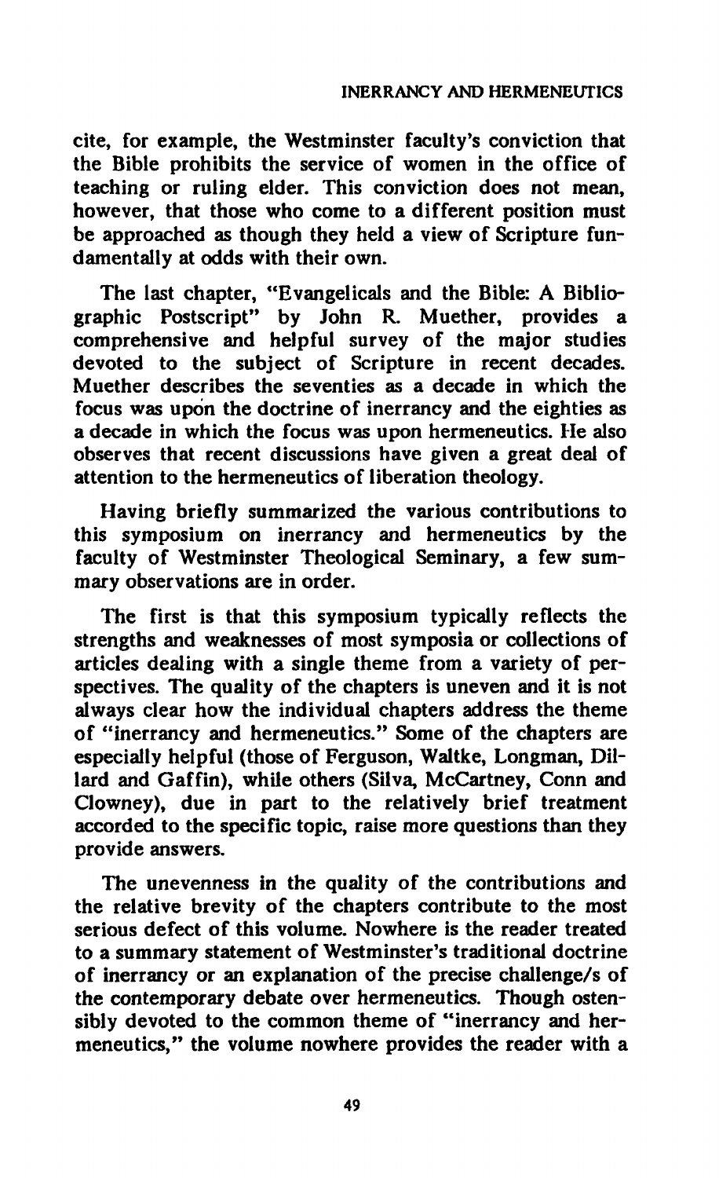cite, for example, the Westminster faculty's conviction that the Bible prohibits the service of women in the office of teaching or ruling elder. This conviction does not mean, however, that those who come to a different position must be approached as though they held a view of Scripture fundamentally at odds with their own.

The last chapter, "Evangelicals and the Bible: A Bibliographic Postscript" by John R. Muether, provides a comprehensive and helpful survey of the major studies devoted to the subject of Scripture in recent decades. Muether describes the seventies as a decade in which the focus was upon the doctrine of inerrancy and the eighties as a decade in which the focus was upon hermeneutics. He also observes that recent discussions have given a great deal of attention to the hermeneutics of liberation theology.

Having briefly summarized the various contributions to this symposium on inerrancy and hermeneutics by the faculty of Westminster Theological Seminary, a few summary observations are in order.

The first is that this symposium typically reflects the strengths and weaknesses of most symposia or collections of articles dealing with a single theme from a variety of perspectives. The quality of the chapters is uneven and it is not always clear how the individual chapters address the theme of "inerrancy and hermeneutics." Some of the chapters are especially helpful (those of Ferguson, Waltke, Longman, Dillard and Gaffin), while others (Silva, McCartney, Conn and Clowney), due in part to the relatively brief treatment accorded to the specific topic, raise more questions than they provide answers.

The unevenness in the quality of the contributions and the relative brevity of the chapters contribute to the most serious defect of this volume. Nowhere is the reader treated to a summary statement of Westminster's traditional doctrine of inerrancy or an explanation of the precise challenge/s of the contemporary debate over hermeneutics. Though ostensibly devoted to the common theme of "inerrancy and hermeneutics," the volume nowhere provides the reader with a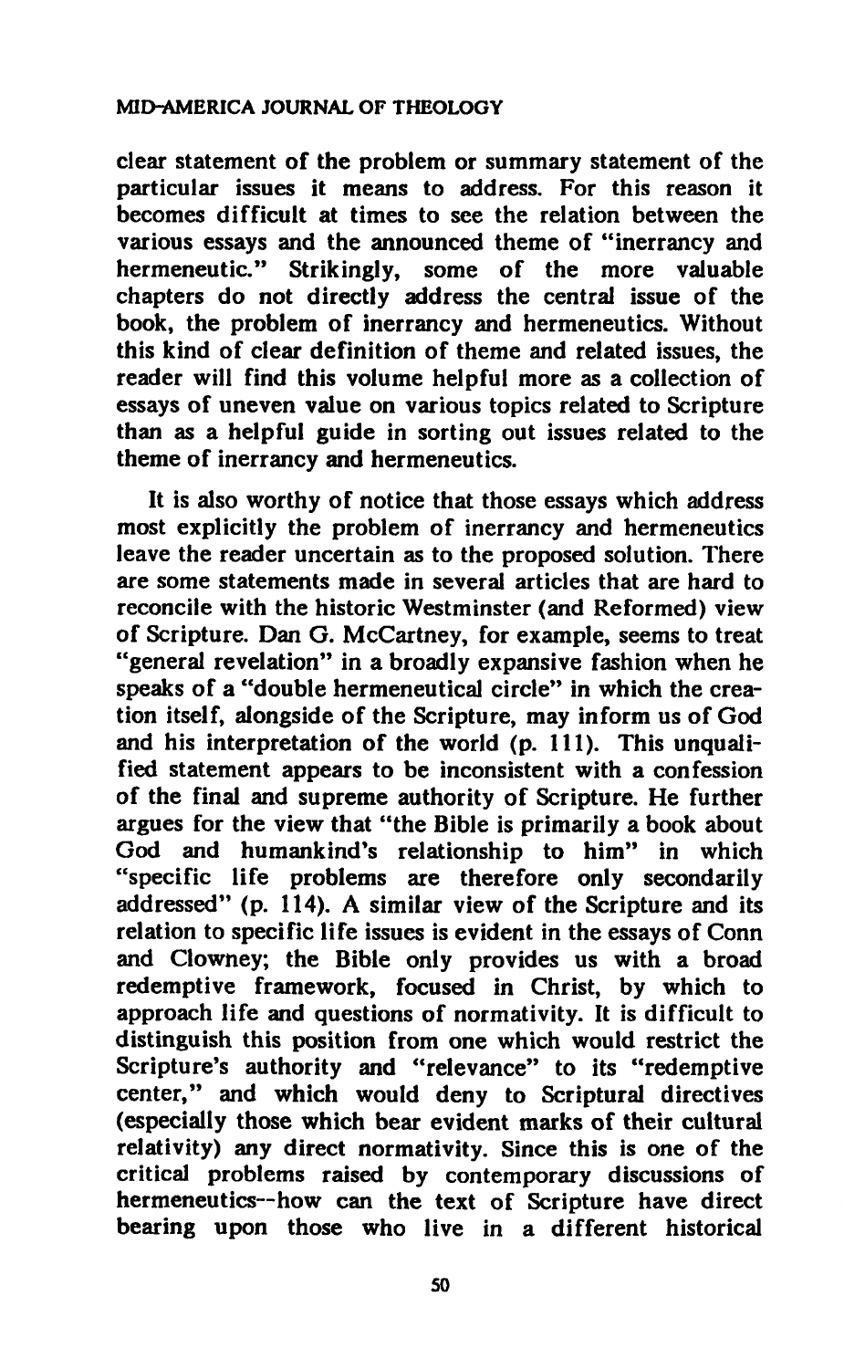clear statement of the problem or summary statement of the particular issues it means to address. For this reason it becomes difficult at times to see the relation between the various essays and the announced theme of "inerrancy and hermeneutic." Strikingly, some of the more valuable chapters do not directly address the central issue of the book, the problem of inerrancy and hermeneutics. Without this kind of clear definition of theme and related issues, the reader will find this volume helpful more as a collection of essays of uneven value on various topics related to Scripture than as a helpful guide in sorting out issues related to the theme of inerrancy and hermeneutics.

It is also worthy of notice that those essays which address most explicitly the problem of inerrancy and hermeneutics leave the reader uncertain as to the proposed solution. There are some statements made in several articles that are hard to reconcile with the historic Westminster (and Reformed) view of Scripture. Dan G. McCartney, for example, seems to treat "general revelation" in a broadly expansive fashion when he speaks of a "double hermeneutical circle" in which the creation itself, alongside of the Scripture, may inform us of God and his interpretation of the world (p. 111). This unqualified statement appears to be inconsistent with a confession of the final and supreme authority of Scripture. He further argues for the view that "the Bible is primarily a book about God and humankind's relationship to him" in which "specific life problems are therefore only secondarily addressed" (p. 114). A similar view of the Scripture and its relation to specific life issues is evident in the essays of Conn and Clowney; the Bible only provides us with a broad redemptive framework, focused in Christ, by which to approach life and questions of normativity. It is difficult to distinguish this position from one which would restrict the Scripture's authority and "relevance" to its "redemptive center," and which would deny to Scriptural directives (especially those which bear evident marks of their cultural relativity) any direct normativity. Since this is one of the critical problems raised by contemporary discussions of hermeneutics--how can the text of Scripture have direct bearing upon those who live in a different historical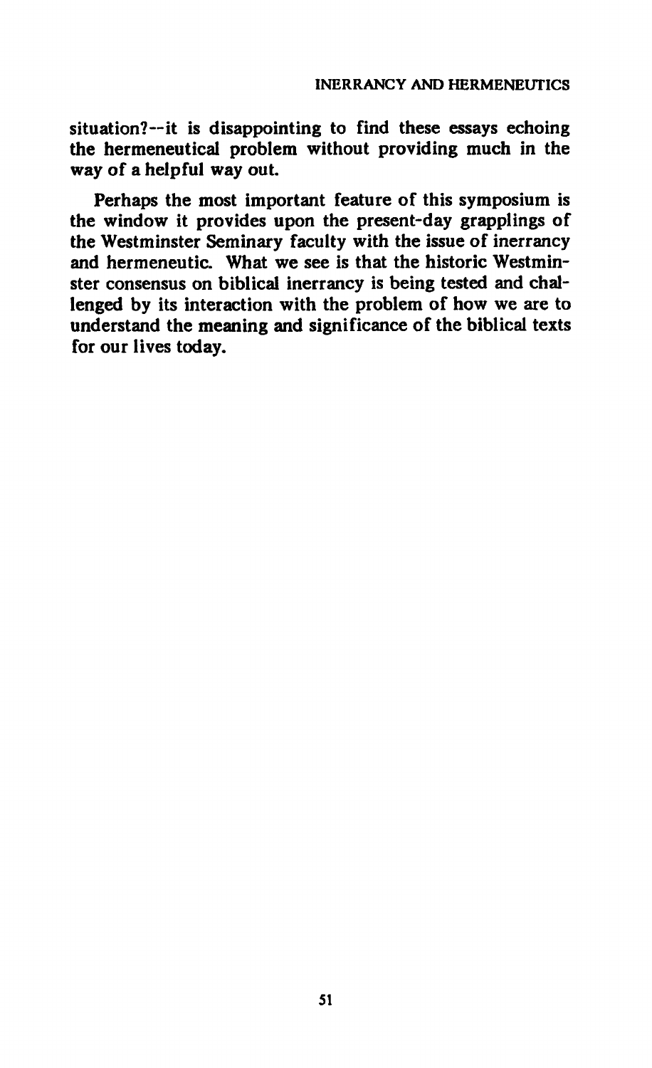situation?--it is disappointing to find these essays echoing the hermeneutical problem without providing much in the way of a helpful way out.

Perhaps the most important feature of this symposium is the window it provides upon the present-day grapplings of the Westminster Seminary faculty with the issue of inerrancy and hermeneutic. What we see is that the historic Westminster consensus on biblical inerrancy is being tested and challenged by its interaction with the problem of how we are to understand the meaning and significance of the biblical texts for our lives today.